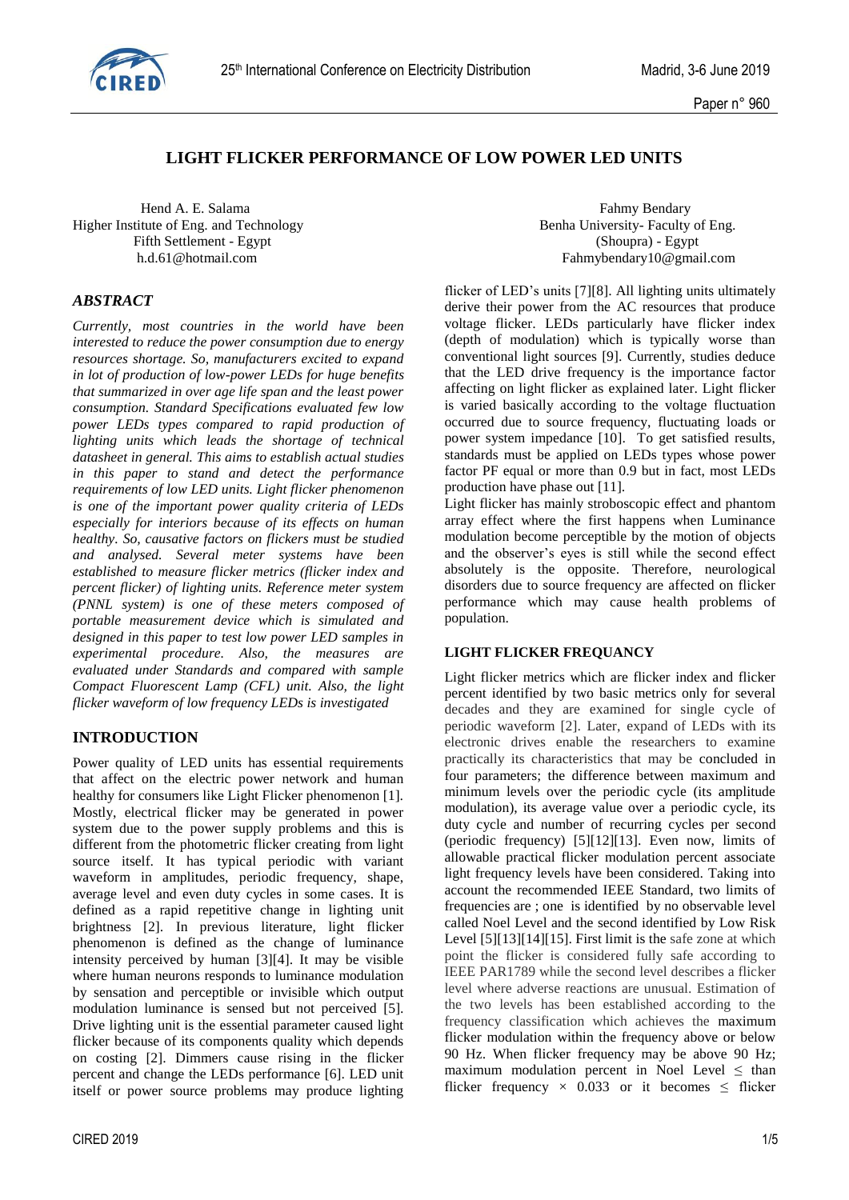# LIGHT FLICKER PERFORMANCE OF LOW POWER LED UNITS

Hend A. E. Salama
Higher Institute of Eng. and Technology
Fifth Settlement - Egypt
h.d.61@hotmail.com

Fahmy Bendary
Benha University- Faculty of Eng.
(Shoupra) - Egypt
Fahmybendary10@gmail.com

## *ABSTRACT*

*Currently, most countries in the world have been interested to reduce the power consumption due to energy resources shortage. So, manufacturers excited to expand in lot of production of low-power LEDs for huge benefits that summarized in over age life span and the least power consumption. Standard Specifications evaluated few low power LEDs types compared to rapid production of lighting units which leads the shortage of technical datasheet in general. This aims to establish actual studies in this paper to stand and detect the performance requirements of low LED units. Light flicker phenomenon is one of the important power quality criteria of LEDs especially for interiors because of its effects on human healthy. So, causative factors on flickers must be studied and analysed. Several meter systems have been established to measure flicker metrics (flicker index and percent flicker) of lighting units. Reference meter system (PNNL system) is one of these meters composed of portable measurement device which is simulated and designed in this paper to test low power LED samples in experimental procedure. Also, the measures are evaluated under Standards and compared with sample Compact Fluorescent Lamp (CFL) unit. Also, the light flicker waveform of low frequency LEDs is investigated*

## INTRODUCTION

Power quality of LED units has essential requirements that affect on the electric power network and human healthy for consumers like Light Flicker phenomenon [1]. Mostly, electrical flicker may be generated in power system due to the power supply problems and this is different from the photometric flicker creating from light source itself. It has typical periodic with variant waveform in amplitudes, periodic frequency, shape, average level and even duty cycles in some cases. It is defined as a rapid repetitive change in lighting unit brightness [2]. In previous literature, light flicker phenomenon is defined as the change of luminance intensity perceived by human [3][4]. It may be visible where human neurons responds to luminance modulation by sensation and perceptible or invisible which output modulation luminance is sensed but not perceived [5]. Drive lighting unit is the essential parameter caused light flicker because of its components quality which depends on costing [2]. Dimmers cause rising in the flicker percent and change the LEDs performance [6]. LED unit itself or power source problems may produce lighting flicker of LED's units [7][8]. All lighting units ultimately derive their power from the AC resources that produce voltage flicker. LEDs particularly have flicker index (depth of modulation) which is typically worse than conventional light sources [9]. Currently, studies deduce that the LED drive frequency is the importance factor affecting on light flicker as explained later. Light flicker is varied basically according to the voltage fluctuation occurred due to source frequency, fluctuating loads or power system impedance [10]. To get satisfied results, standards must be applied on LEDs types whose power factor PF equal or more than 0.9 but in fact, most LEDs production have phase out [11].

Light flicker has mainly stroboscopic effect and phantom array effect where the first happens when Luminance modulation become perceptible by the motion of objects and the observer's eyes is still while the second effect absolutely is the opposite. Therefore, neurological disorders due to source frequency are affected on flicker performance which may cause health problems of population.

## LIGHT FLICKER FREQUANCY

Light flicker metrics which are flicker index and flicker percent identified by two basic metrics only for several decades and they are examined for single cycle of periodic waveform [2]. Later, expand of LEDs with its electronic drives enable the researchers to examine practically its characteristics that may be concluded in four parameters; the difference between maximum and minimum levels over the periodic cycle (its amplitude modulation), its average value over a periodic cycle, its duty cycle and number of recurring cycles per second (periodic frequency) [5][12][13]. Even now, limits of allowable practical flicker modulation percent associate light frequency levels have been considered. Taking into account the recommended IEEE Standard, two limits of frequencies are ; one is identified by no observable level called Noel Level and the second identified by Low Risk Level [5][13][14][15]. First limit is the safe zone at which point the flicker is considered fully safe according to IEEE PAR1789 while the second level describes a flicker level where adverse reactions are unusual. Estimation of the two levels has been established according to the frequency classification which achieves the maximum flicker modulation within the frequency above or below 90 Hz. When flicker frequency may be above 90 Hz; maximum modulation percent in Noel Level ≤ than flicker frequency × 0.033 or it becomes ≤ flicker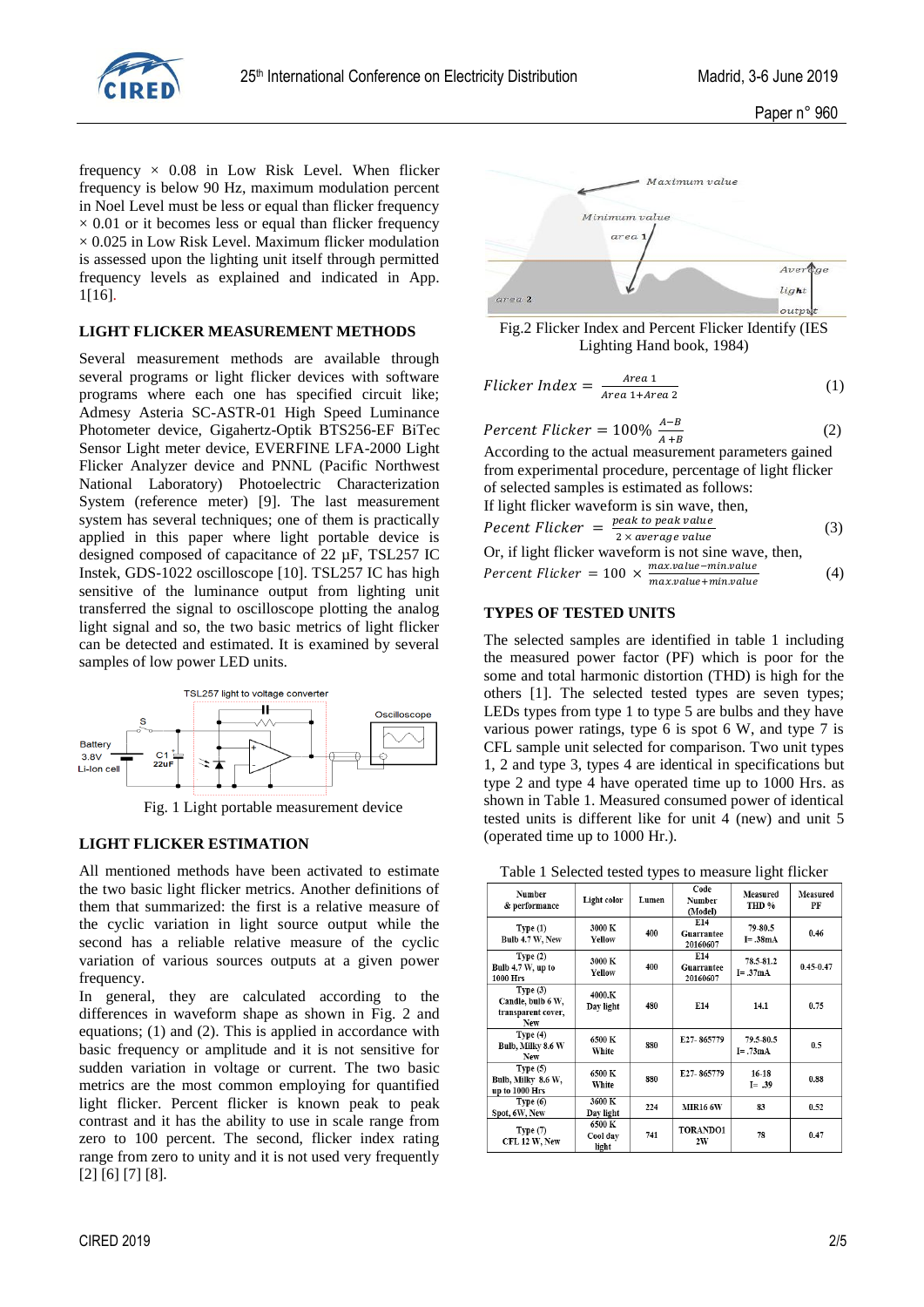frequency × 0.08 in Low Risk Level. When flicker frequency is below 90 Hz, maximum modulation percent in Noel Level must be less or equal than flicker frequency × 0.01 or it becomes less or equal than flicker frequency × 0.025 in Low Risk Level. Maximum flicker modulation is assessed upon the lighting unit itself through permitted frequency levels as explained and indicated in App. 1[16].

## LIGHT FLICKER MEASUREMENT METHODS

Several measurement methods are available through several programs or light flicker devices with software programs where each one has specified circuit like; Admesy Asteria SC-ASTR-01 High Speed Luminance Photometer device, Gigahertz-Optik BTS256-EF BiTec Sensor Light meter device, EVERFINE LFA-2000 Light Flicker Analyzer device and PNNL (Pacific Northwest National Laboratory) Photoelectric Characterization System (reference meter) [9]. The last measurement system has several techniques; one of them is practically applied in this paper where light portable device is designed composed of capacitance of 22 μF, TSL257 IC Instek, GDS-1022 oscilloscope [10]. TSL257 IC has high sensitive of the luminance output from lighting unit transferred the signal to oscilloscope plotting the analog light signal and so, the two basic metrics of light flicker can be detected and estimated. It is examined by several samples of low power LED units.

Fig. 1 Light portable measurement device

## LIGHT FLICKER ESTIMATION

All mentioned methods have been activated to estimate the two basic light flicker metrics. Another definitions of them that summarized: the first is a relative measure of the cyclic variation in light source output while the second has a reliable relative measure of the cyclic variation of various sources outputs at a given power frequency.

In general, they are calculated according to the differences in waveform shape as shown in Fig. 2 and equations; (1) and (2). This is applied in accordance with basic frequency or amplitude and it is not sensitive for sudden variation in voltage or current. The two basic metrics are the most common employing for quantified light flicker. Percent flicker is known peak to peak contrast and it has the ability to use in scale range from zero to 100 percent. The second, flicker index rating range from zero to unity and it is not used very frequently [2] [6] [7] [8].

Fig.2 Flicker Index and Percent Flicker Identify (IES Lighting Hand book, 1984)

$$Flicker\ Index = \frac{Area\ 1}{Area\ 1 + Area\ 2} \quad (1)$$

$$Percent\ Flicker = 100\%\ \frac{A-B}{A+B} \quad (2)$$

According to the actual measurement parameters gained from experimental procedure, percentage of light flicker of selected samples is estimated as follows:

If light flicker waveform is sin wave, then,

$$Pecent\ Flicker = \frac{peak\ to\ peak\ value}{2 \times average\ value} \quad (3)$$

Or, if light flicker waveform is not sine wave, then,

$$Percent\ Flicker = 100 \times \frac{max.value - min.value}{max.value + min.value} \quad (4)$$

## TYPES OF TESTED UNITS

The selected samples are identified in table 1 including the measured power factor (PF) which is poor for the some and total harmonic distortion (THD) is high for the others [1]. The selected tested types are seven types; LEDs types from type 1 to type 5 are bulbs and they have various power ratings, type 6 is spot 6 W, and type 7 is CFL sample unit selected for comparison. Two unit types 1, 2 and type 3, types 4 are identical in specifications but type 2 and type 4 have operated time up to 1000 Hrs. as shown in Table 1. Measured consumed power of identical tested units is different like for unit 4 (new) and unit 5 (operated time up to 1000 Hr.).

Table 1 Selected tested types to measure light flicker

| Number & performance | Light color | Lumen | Code Number (Model) | Measured THD % | Measured PF |
|---|---|---|---|---|---|
| Type (1) Bulb 4.7 W, New | 3000 K Yellow | 400 | E14 Guarrantee 20160607 | 79-80.5 I= .38mA | 0.46 |
| Type (2) Bulb 4.7 W, up to 1000 Hrs | 3000 K Yellow | 400 | E14 Guarrantee 20160607 | 78.5-81.2 I= .37mA | 0.45-0.47 |
| Type (3) Candle, bulb 6 W, transparent cover, New | 4000.K Day light | 480 | E14 | 14.1 | 0.75 |
| Type (4) Bulb, Milky 8.6 W New | 6500 K White | 880 | E27- 865779 | 79.5-80.5 I= .73mA | 0.5 |
| Type (5) Bulb, Milky 8.6 W, up to 1000 Hrs | 6500 K White | 880 | E27- 865779 | 16-18 I= .39 | 0.88 |
| Type (6) Spot, 6W, New | 3600 K Day light | 224 | MIR16 6W | 83 | 0.52 |
| Type (7) CFL 12 W, New | 6500 K Cool day light | 741 | TORANDO1 2W | 78 | 0.47 |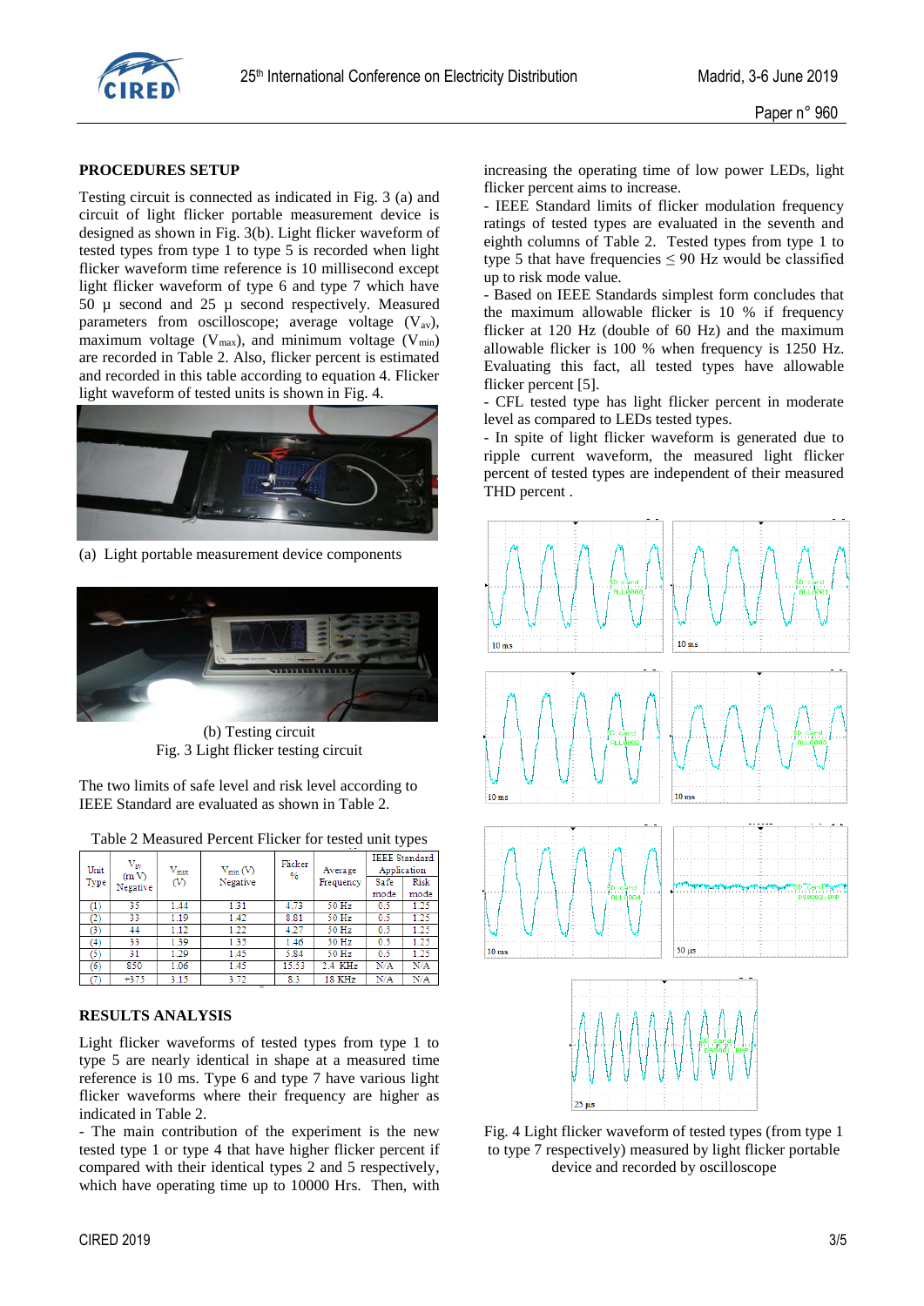## PROCEDURES SETUP

Testing circuit is connected as indicated in Fig. 3 (a) and circuit of light flicker portable measurement device is designed as shown in Fig. 3(b). Light flicker waveform of tested types from type 1 to type 5 is recorded when light flicker waveform time reference is 10 millisecond except light flicker waveform of type 6 and type 7 which have 50 µ second and 25 µ second respectively. Measured parameters from oscilloscope; average voltage ($V_{av}$), maximum voltage ($V_{max}$), and minimum voltage ($V_{min}$) are recorded in Table 2. Also, flicker percent is estimated and recorded in this table according to equation 4. Flicker light waveform of tested units is shown in Fig. 4.

(a) Light portable measurement device components

(b) Testing circuit

Fig. 3 Light flicker testing circuit

The two limits of safe level and risk level according to IEEE Standard are evaluated as shown in Table 2.

Table 2 Measured Percent Flicker for tested unit types

| Unit Type | $V_{av}$ (m V) Negative | $V_{max}$ (V) | $V_{min}$ (V) Negative | Flicker % | Average Frequency | IEEE Standard Application | |
|---|---|---|---|---|---|---|---|
| | | | | | | Safe mode | Risk mode |
| (1) | 35 | 1.44 | 1.31 | 4.73 | 50 Hz | 0.5 | 1.25 |
| (2) | 33 | 1.19 | 1.42 | 8.81 | 50 Hz | 0.5 | 1.25 |
| (3) | 44 | 1.12 | 1.22 | 4.27 | 50 Hz | 0.5 | 1.25 |
| (4) | 33 | 1.39 | 1.35 | 1.46 | 50 Hz | 0.5 | 1.25 |
| (5) | 31 | 1.29 | 1.45 | 5.84 | 50 Hz | 0.5 | 1.25 |
| (6) | 850 | 1.06 | 1.45 | 15.53 | 2.4 KHz | N/A | N/A |
| (7) | +375 | 3.15 | 3.72 | 8.3 | 18 KHz | N/A | N/A |

## RESULTS ANALYSIS

Light flicker waveforms of tested types from type 1 to type 5 are nearly identical in shape at a measured time reference is 10 ms. Type 6 and type 7 have various light flicker waveforms where their frequency are higher as indicated in Table 2.

- The main contribution of the experiment is the new tested type 1 or type 4 that have higher flicker percent if compared with their identical types 2 and 5 respectively, which have operating time up to 10000 Hrs. Then, with increasing the operating time of low power LEDs, light flicker percent aims to increase.

- IEEE Standard limits of flicker modulation frequency ratings of tested types are evaluated in the seventh and eighth columns of Table 2. Tested types from type 1 to type 5 that have frequencies ≤ 90 Hz would be classified up to risk mode value.

- Based on IEEE Standards simplest form concludes that the maximum allowable flicker is 10 % if frequency flicker at 120 Hz (double of 60 Hz) and the maximum allowable flicker is 100 % when frequency is 1250 Hz. Evaluating this fact, all tested types have allowable flicker percent [5].

- CFL tested type has light flicker percent in moderate level as compared to LEDs tested types.

- In spite of light flicker waveform is generated due to ripple current waveform, the measured light flicker percent of tested types are independent of their measured THD percent .

Fig. 4 Light flicker waveform of tested types (from type 1 to type 7 respectively) measured by light flicker portable device and recorded by oscilloscope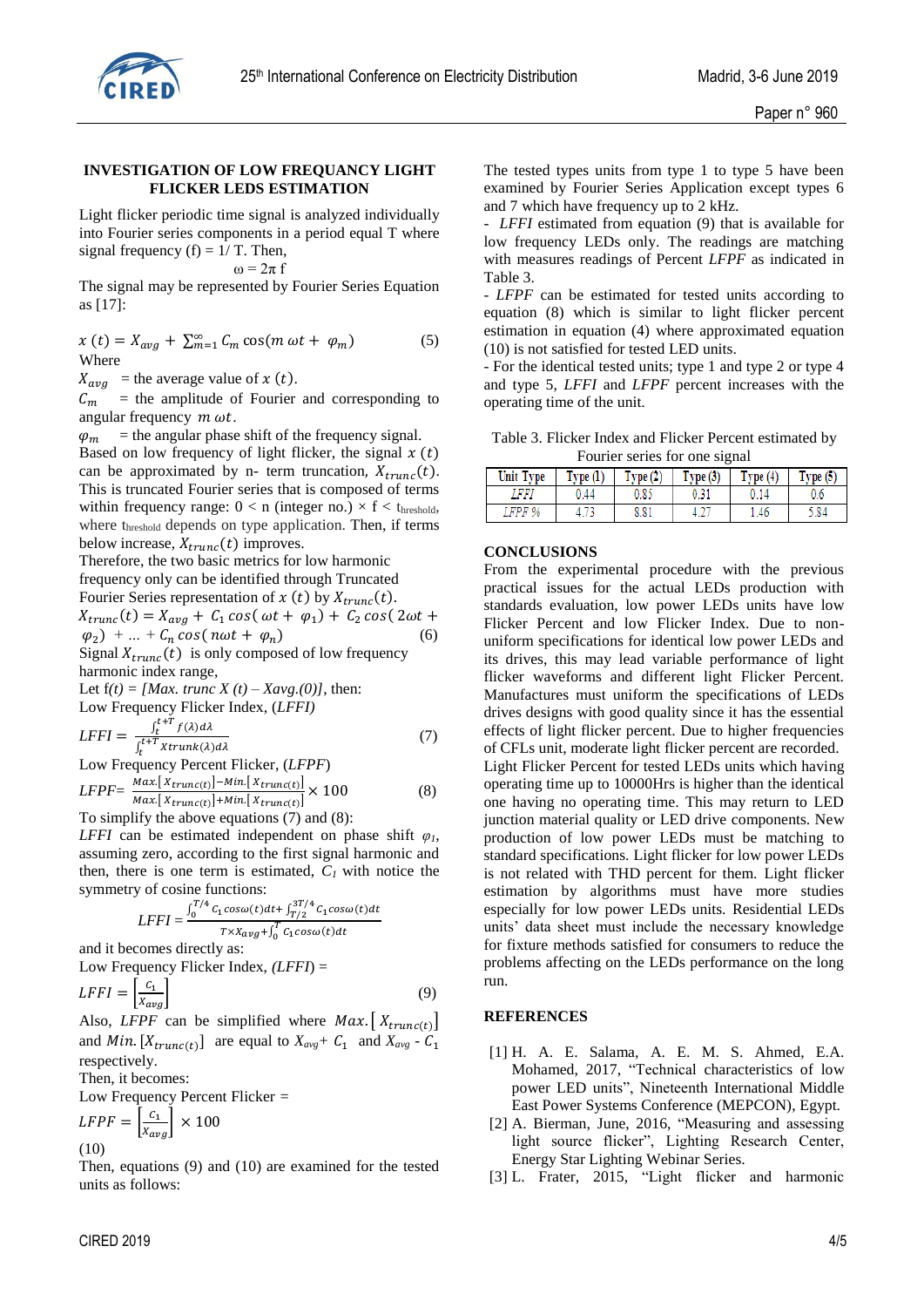**INVESTIGATION OF LOW FREQUANCY LIGHT FLICKER LEDS ESTIMATION**

Light flicker periodic time signal is analyzed individually into Fourier series components in a period equal T where signal frequency (f) = 1/ T. Then,

$$\omega = 2\pi f$$

The signal may be represented by Fourier Series Equation as [17]:

$$x\,(t) = X_{avg} + \sum_{m=1}^{\infty} C_m \cos(m\,\omega t + \varphi_m) \qquad (5)$$

Where

$X_{avg}$ = the average value of $x\,(t)$.

$C_m$ = the amplitude of Fourier and corresponding to angular frequency $m\,\omega t$.

$\varphi_m$ = the angular phase shift of the frequency signal.

Based on low frequency of light flicker, the signal $x\,(t)$ can be approximated by n- term truncation, $X_{trunc}(t)$. This is truncated Fourier series that is composed of terms within frequency range: $0 < n$ (integer no.) $\times$ f $< t_{hreshold}$, where $t_{hreshold}$ depends on type application. Then, if terms below increase, $X_{trunc}(t)$ improves.

Therefore, the two basic metrics for low harmonic frequency only can be identified through Truncated Fourier Series representation of $x\,(t)$ by $X_{trunc}(t)$.

$$X_{trunc}(t) = X_{avg} + C_1 \cos(\omega t + \varphi_1) + C_2 \cos(2\omega t + \varphi_2) + \dots + C_n \cos(n\omega t + \varphi_n) \qquad (6)$$

Signal $X_{trunc}(t)$ is only composed of low frequency harmonic index range,

Let *f(t) = [Max. trunc X (t) – Xavg.(0)]*, then:

Low Frequency Flicker Index, (*LFFI*)

$$LFFI = \frac{\int_t^{t+T} f(\lambda)d\lambda}{\int_t^{t+T} Xtrunk(\lambda)d\lambda} \qquad (7)$$

Low Frequency Percent Flicker, (*LFPF*)

$$LFPF = \frac{Max.[X_{trunc(t)}] - Min.[X_{trunc(t)}]}{Max.[X_{trunc(t)}] + Min.[X_{trunc(t)}]} \times 100 \qquad (8)$$

To simplify the above equations (7) and (8):

*LFFI* can be estimated independent on phase shift $\varphi_1$, assuming zero, according to the first signal harmonic and then, there is one term is estimated, $C_1$ with notice the symmetry of cosine functions:

$$LFFI = \frac{\int_0^{T/4} C_1 \cos\omega(t)dt + \int_{T/2}^{3T/4} C_1 \cos\omega(t)dt}{T \times X_{avg} + \int_0^{T} C_1 \cos\omega(t)dt}$$

and it becomes directly as:

Low Frequency Flicker Index, (*LFFI*) =

$$LFFI = \left[\frac{C_1}{X_{avg}}\right] \qquad (9)$$

Also, *LFPF* can be simplified where $Max.[X_{trunc(t)}]$ and $Min.[X_{trunc(t)}]$ are equal to $X_{avg} + C_1$ and $X_{avg} - C_1$ respectively.

Then, it becomes:

Low Frequency Percent Flicker =

$$LFPF = \left[\frac{C_1}{X_{avg}}\right] \times 100 \qquad (10)$$

Then, equations (9) and (10) are examined for the tested units as follows:

The tested types units from type 1 to type 5 have been examined by Fourier Series Application except types 6 and 7 which have frequency up to 2 kHz.

- *LFFI* estimated from equation (9) that is available for low frequency LEDs only. The readings are matching with measures readings of Percent *LFPF* as indicated in Table 3.

- *LFPF* can be estimated for tested units according to equation (8) which is similar to light flicker percent estimation in equation (4) where approximated equation (10) is not satisfied for tested LED units.

- For the identical tested units; type 1 and type 2 or type 4 and type 5, *LFFI* and *LFPF* percent increases with the operating time of the unit.

Table 3. Flicker Index and Flicker Percent estimated by Fourier series for one signal

| Unit Type | Type (1) | Type (2) | Type (3) | Type (4) | Type (5) |
|---|---|---|---|---|---|
| *LFFI* | 0.44 | 0.85 | 0.31 | 0.14 | 0.6 |
| *LFPF %* | 4.73 | 8.81 | 4.27 | 1.46 | 5.84 |

## CONCLUSIONS

From the experimental procedure with the previous practical issues for the actual LEDs production with standards evaluation, low power LEDs units have low Flicker Percent and low Flicker Index. Due to non-uniform specifications for identical low power LEDs and its drives, this may lead variable performance of light flicker waveforms and different light Flicker Percent. Manufactures must uniform the specifications of LEDs drives designs with good quality since it has the essential effects of light flicker percent. Due to higher frequencies of CFLs unit, moderate light flicker percent are recorded. Light Flicker Percent for tested LEDs units which having operating time up to 10000Hrs is higher than the identical one having no operating time. This may return to LED junction material quality or LED drive components. New production of low power LEDs must be matching to standard specifications. Light flicker for low power LEDs is not related with THD percent for them. Light flicker estimation by algorithms must have more studies especially for low power LEDs units. Residential LEDs units' data sheet must include the necessary knowledge for fixture methods satisfied for consumers to reduce the problems affecting on the LEDs performance on the long run.

## REFERENCES

[1] H. A. E. Salama, A. E. M. S. Ahmed, E.A. Mohamed, 2017, "Technical characteristics of low power LED units", Nineteenth International Middle East Power Systems Conference (MEPCON), Egypt.

[2] A. Bierman, June, 2016, "Measuring and assessing light source flicker", Lighting Research Center, Energy Star Lighting Webinar Series.

[3] L. Frater, 2015, "Light flicker and harmonic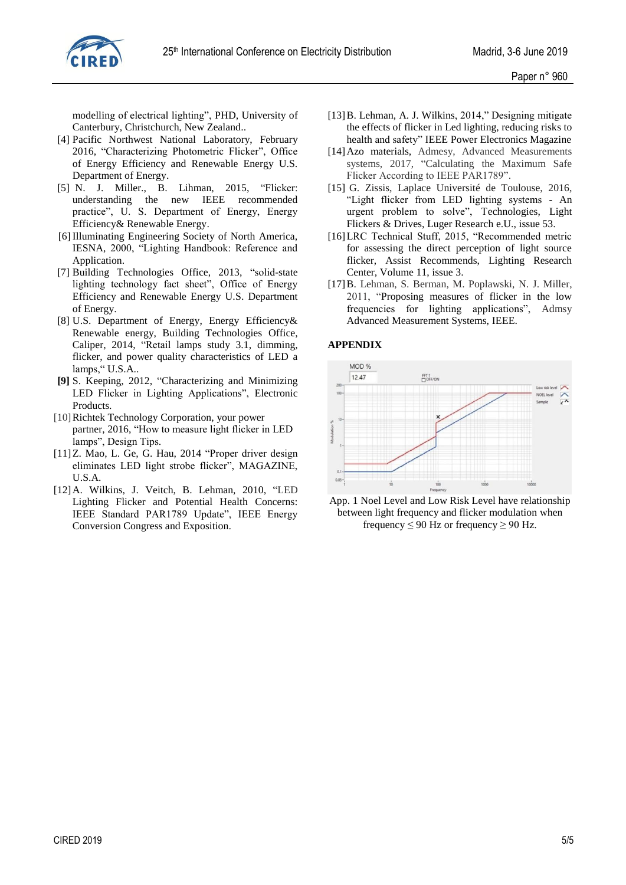modelling of electrical lighting", PHD, University of Canterbury, Christchurch, New Zealand..

[4] Pacific Northwest National Laboratory, February 2016, "Characterizing Photometric Flicker", Office of Energy Efficiency and Renewable Energy U.S. Department of Energy.

[5] N. J. Miller., B. Lihman, 2015, "Flicker: understanding the new IEEE recommended practice", U. S. Department of Energy, Energy Efficiency& Renewable Energy.

[6] Illuminating Engineering Society of North America, IESNA, 2000, "Lighting Handbook: Reference and Application.

[7] Building Technologies Office, 2013, "solid-state lighting technology fact sheet", Office of Energy Efficiency and Renewable Energy U.S. Department of Energy.

[8] U.S. Department of Energy, Energy Efficiency& Renewable energy, Building Technologies Office, Caliper, 2014, "Retail lamps study 3.1, dimming, flicker, and power quality characteristics of LED a lamps," U.S.A..

**[9]** S. Keeping, 2012, "Characterizing and Minimizing LED Flicker in Lighting Applications", Electronic Products.

[10] Richtek Technology Corporation, your power partner, 2016, "How to measure light flicker in LED lamps", Design Tips.

[11] Z. Mao, L. Ge, G. Hau, 2014 "Proper driver design eliminates LED light strobe flicker", MAGAZINE, U.S.A.

[12] A. Wilkins, J. Veitch, B. Lehman, 2010, "LED Lighting Flicker and Potential Health Concerns: IEEE Standard PAR1789 Update", IEEE Energy Conversion Congress and Exposition.

[13] B. Lehman, A. J. Wilkins, 2014," Designing mitigate the effects of flicker in Led lighting, reducing risks to health and safety" IEEE Power Electronics Magazine

[14] Azo materials, Admesy, Advanced Measurements systems, 2017, "Calculating the Maximum Safe Flicker According to IEEE PAR1789".

[15] G. Zissis, Laplace Université de Toulouse, 2016, "Light flicker from LED lighting systems - An urgent problem to solve", Technologies, Light Flickers & Drives, Luger Research e.U., issue 53.

[16] LRC Technical Stuff, 2015, "Recommended metric for assessing the direct perception of light source flicker, Assist Recommends, Lighting Research Center, Volume 11, issue 3.

[17] B. Lehman, S. Berman, M. Poplawski, N. J. Miller, 2011, "Proposing measures of flicker in the low frequencies for lighting applications", Admsy Advanced Measurement Systems, IEEE.

## APPENDIX

MOD %
12.47
FFT ? OFF/ON
Low risk level
NOEL level
Sample
Modulation %
200
100
10
1
0.1
0.05
1
10
100
1000
10000
Frequency

App. 1 Noel Level and Low Risk Level have relationship between light frequency and flicker modulation when frequency ≤ 90 Hz or frequency ≥ 90 Hz.